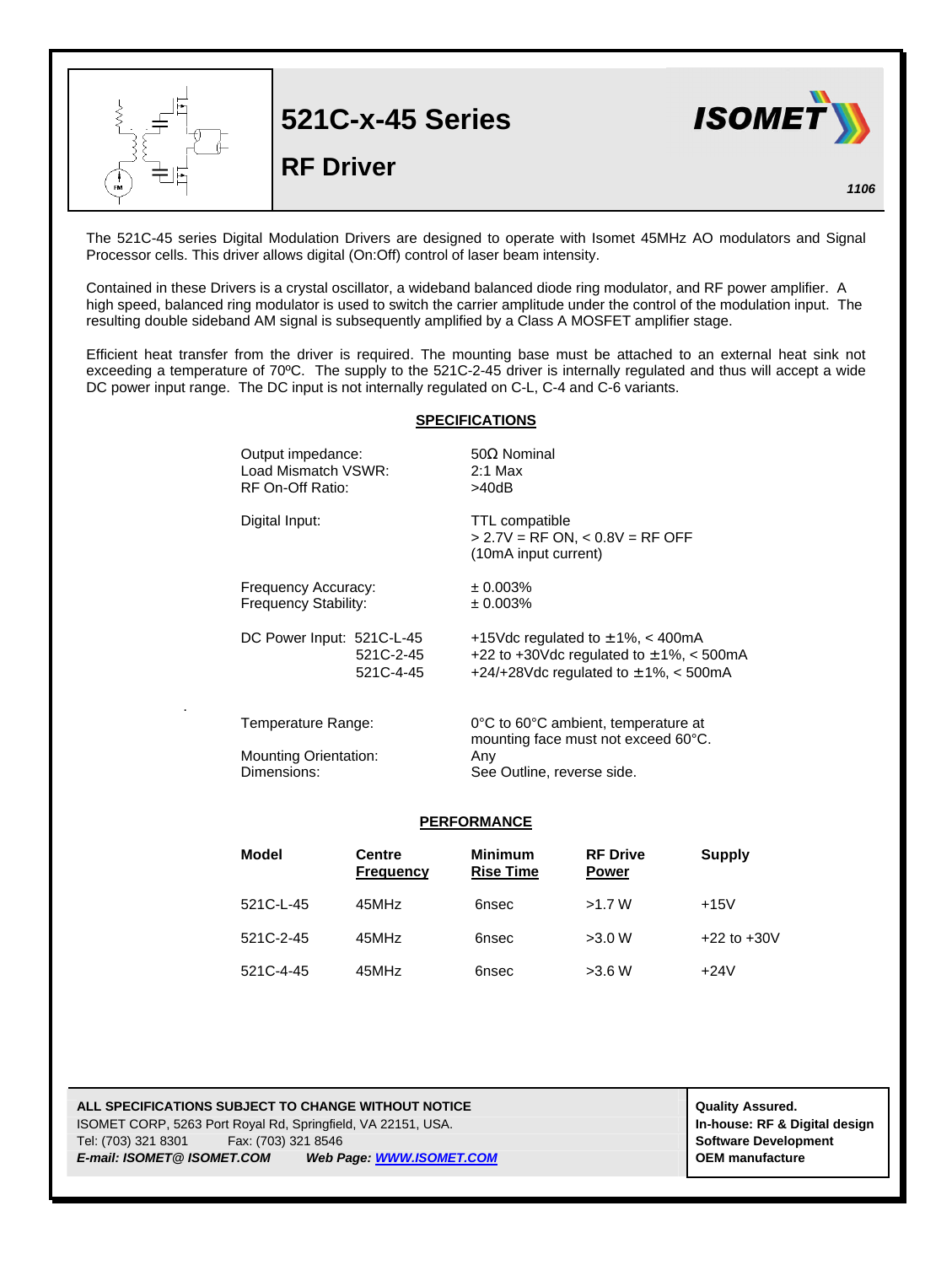# 521C-x-45 Series

## RF Driver

**ISOMET**

*1106*

The 521C-45 series Digital Modulation Drivers are designed to operate with Isomet 45MHz AO modulators and Signal Processor cells. This driver allows digital (On:Off) control of laser beam intensity.

Contained in these Drivers is a crystal oscillator, a wideband balanced diode ring modulator, and RF power amplifier. A high speed, balanced ring modulator is used to switch the carrier amplitude under the control of the modulation input. The resulting double sideband AM signal is subsequently amplified by a Class A MOSFET amplifier stage.

Efficient heat transfer from the driver is required. The mounting base must be attached to an external heat sink not exceeding a temperature of 70ºC. The supply to the 521C-2-45 driver is internally regulated and thus will accept a wide DC power input range. The DC input is not internally regulated on C-L, C-4 and C-6 variants.

### SPECIFICATIONS

| | |
|---|---|
| Output impedance: | 50Ω Nominal |
| Load Mismatch VSWR: | 2:1 Max |
| RF On-Off Ratio: | >40dB |
| Digital Input: | TTL compatible<br>> 2.7V = RF ON, < 0.8V = RF OFF<br>(10mA input current) |
| Frequency Accuracy: | ± 0.003% |
| Frequency Stability: | ± 0.003% |
| DC Power Input: 521C-L-45 | +15Vdc regulated to ±1%, < 400mA |
| 521C-2-45 | +22 to +30Vdc regulated to ±1%, < 500mA |
| 521C-4-45 | +24/+28Vdc regulated to ±1%, < 500mA |
| Temperature Range: | 0°C to 60°C ambient, temperature at mounting face must not exceed 60°C. |
| Mounting Orientation: | Any |
| Dimensions: | See Outline, reverse side. |

### PERFORMANCE

| Model | Centre Frequency | Minimum Rise Time | RF Drive Power | Supply |
|---|---|---|---|---|
| 521C-L-45 | 45MHz | 6nsec | >1.7 W | +15V |
| 521C-2-45 | 45MHz | 6nsec | >3.0 W | +22 to +30V |
| 521C-4-45 | 45MHz | 6nsec | >3.6 W | +24V |

**ALL SPECIFICATIONS SUBJECT TO CHANGE WITHOUT NOTICE**
ISOMET CORP, 5263 Port Royal Rd, Springfield, VA 22151, USA.
Tel: (703) 321 8301 Fax: (703) 321 8546
***E-mail: ISOMET@ ISOMET.COM*** ***Web Page: WWW.ISOMET.COM***

**Quality Assured.**
**In-house: RF & Digital design**
**Software Development**
**OEM manufacture**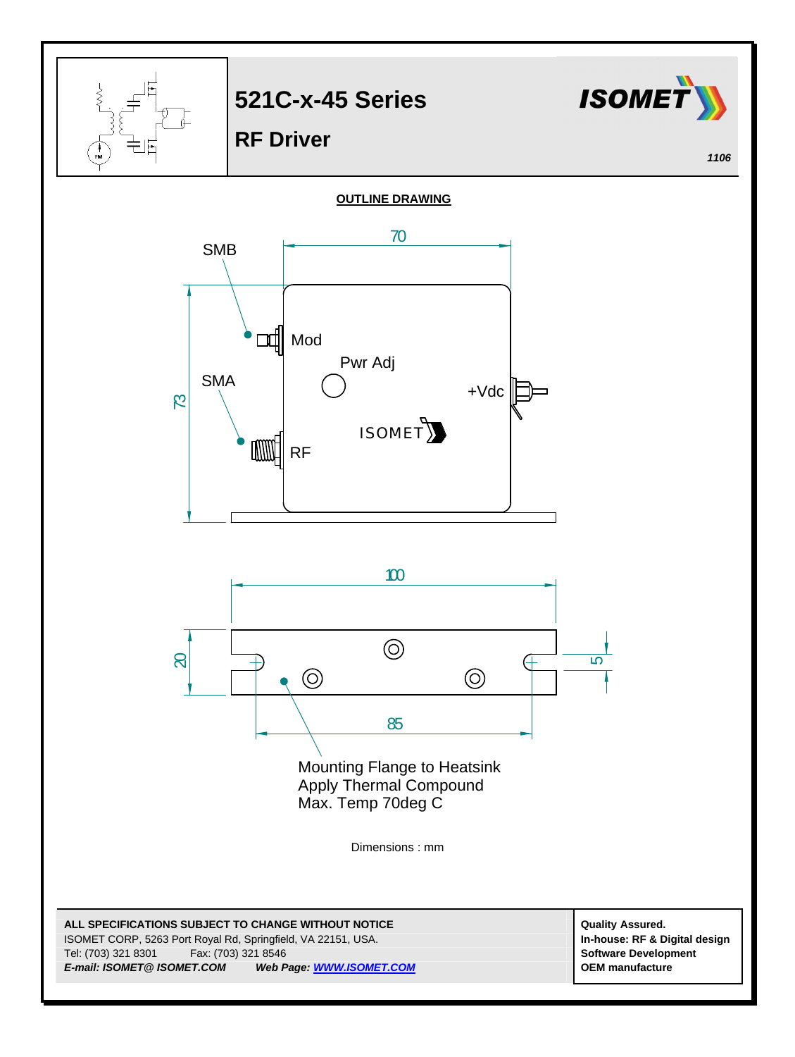# 521C-x-45 Series

## RF Driver

1106

**OUTLINE DRAWING**

70

SMB

Mod

Pwr Adj

SMA

73

+Vdc

ISOMET

RF

100

20

5

85

Mounting Flange to Heatsink
Apply Thermal Compound
Max. Temp 70deg C

Dimensions : mm

**ALL SPECIFICATIONS SUBJECT TO CHANGE WITHOUT NOTICE**
ISOMET CORP, 5263 Port Royal Rd, Springfield, VA 22151, USA.
Tel: (703) 321 8301 Fax: (703) 321 8546
***E-mail: ISOMET@ ISOMET.COM*** ***Web Page: [WWW.ISOMET.COM](http://WWW.ISOMET.COM)***

**Quality Assured.**
**In-house: RF & Digital design**
**Software Development**
**OEM manufacture**